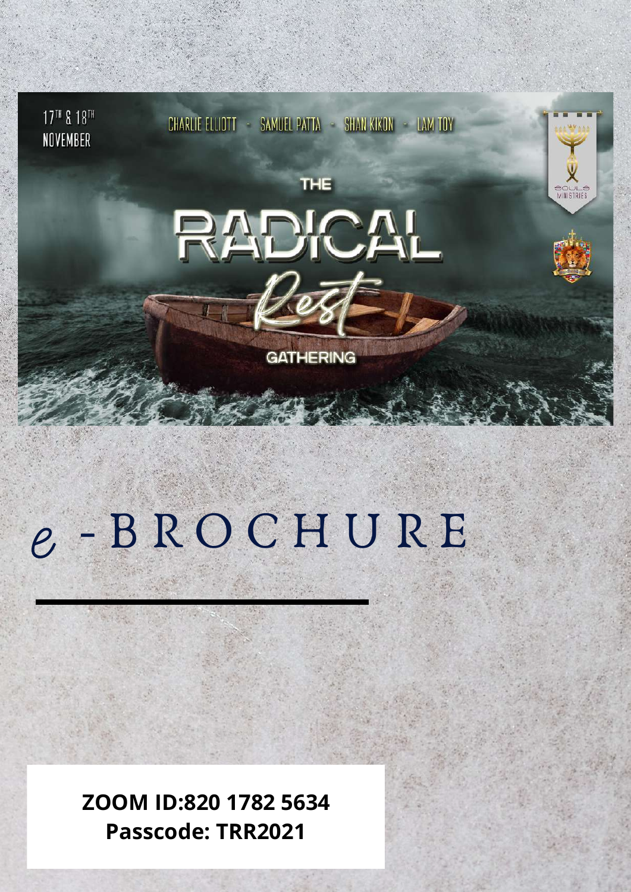17TH & 18TH NOVEMBER

CHARLIE ELLIOTT - SAMUEL PATTA - SHAN KIKON - LAM TOY

# THE RADICAL Rest GATHERING

SOULS MINISTRIES

# e - BROCHURE

**ZOOM ID:820 1782 5634**
**Passcode: TRR2021**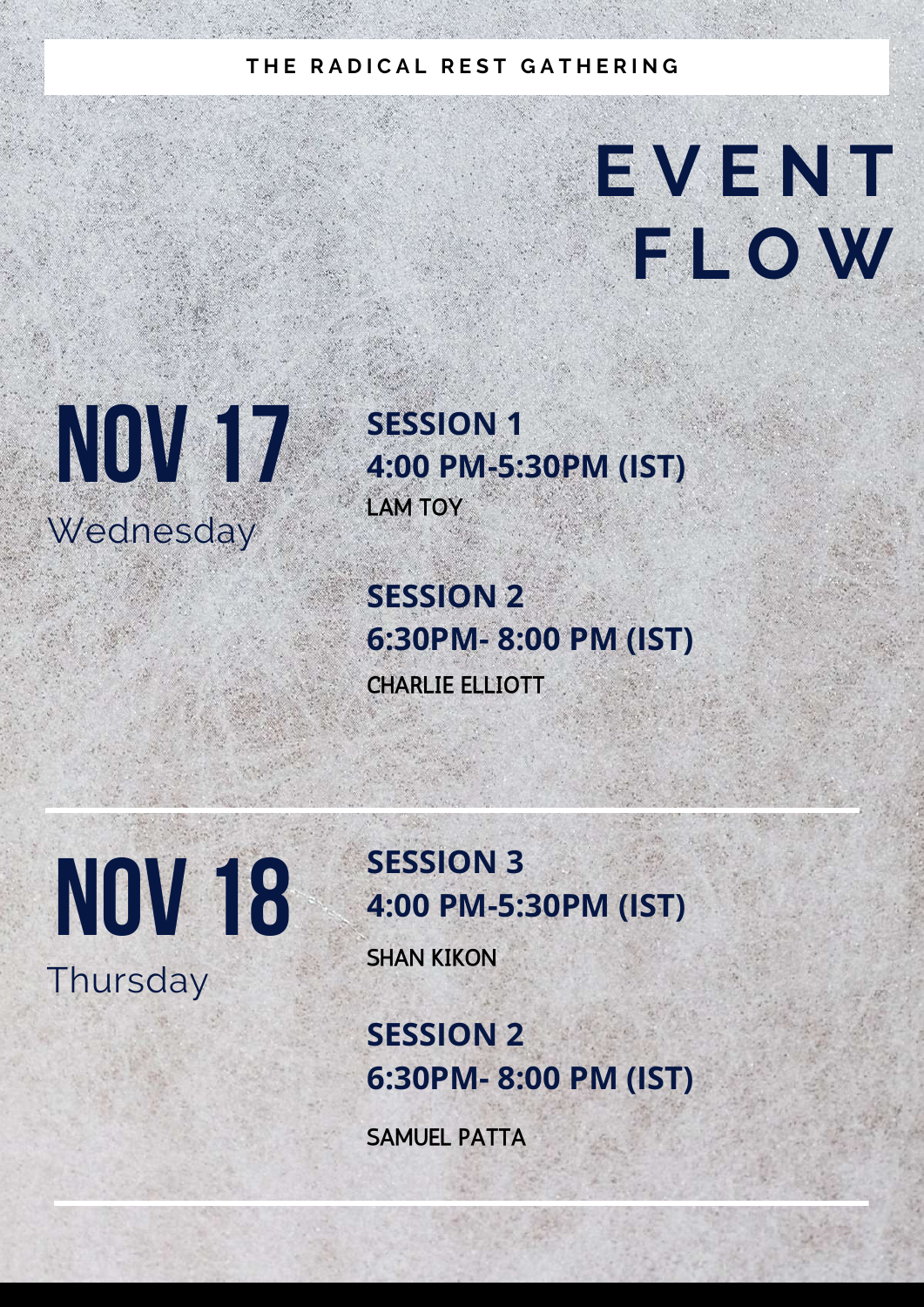**THE RADICAL REST GATHERING**

# EVENT FLOW

## NOV 17
Wednesday

**SESSION 1**
**4:00 PM-5:30PM (IST)**
LAM TOY

**SESSION 2**
**6:30PM- 8:00 PM (IST)**
CHARLIE ELLIOTT

---

## NOV 18
Thursday

**SESSION 3**
**4:00 PM-5:30PM (IST)**
SHAN KIKON

**SESSION 2**
**6:30PM- 8:00 PM (IST)**
SAMUEL PATTA

---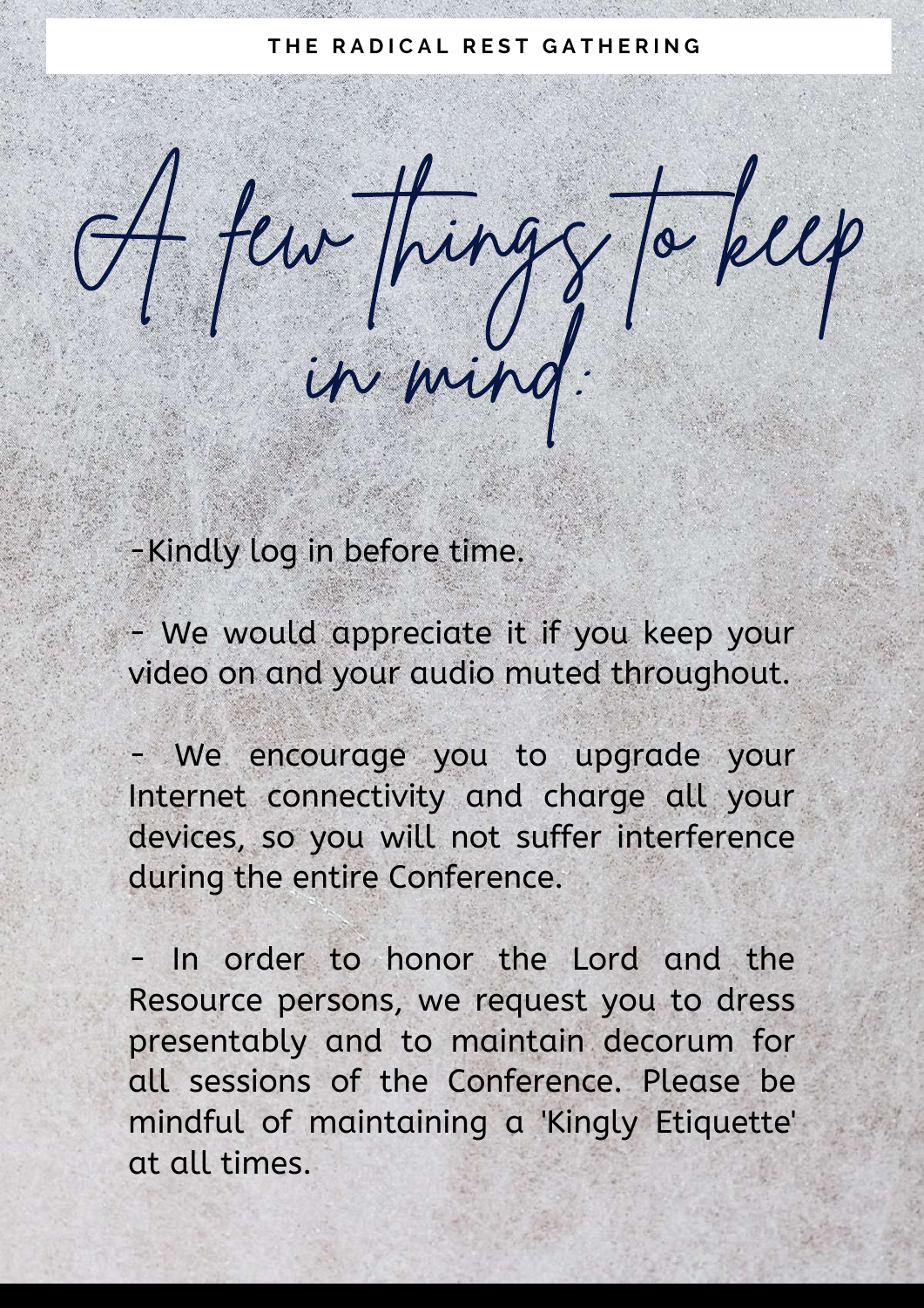THE RADICAL REST GATHERING

# A few things to keep in mind:

-Kindly log in before time.

- We would appreciate it if you keep your video on and your audio muted throughout.

- We encourage you to upgrade your Internet connectivity and charge all your devices, so you will not suffer interference during the entire Conference.

- In order to honor the Lord and the Resource persons, we request you to dress presentably and to maintain decorum for all sessions of the Conference. Please be mindful of maintaining a 'Kingly Etiquette' at all times.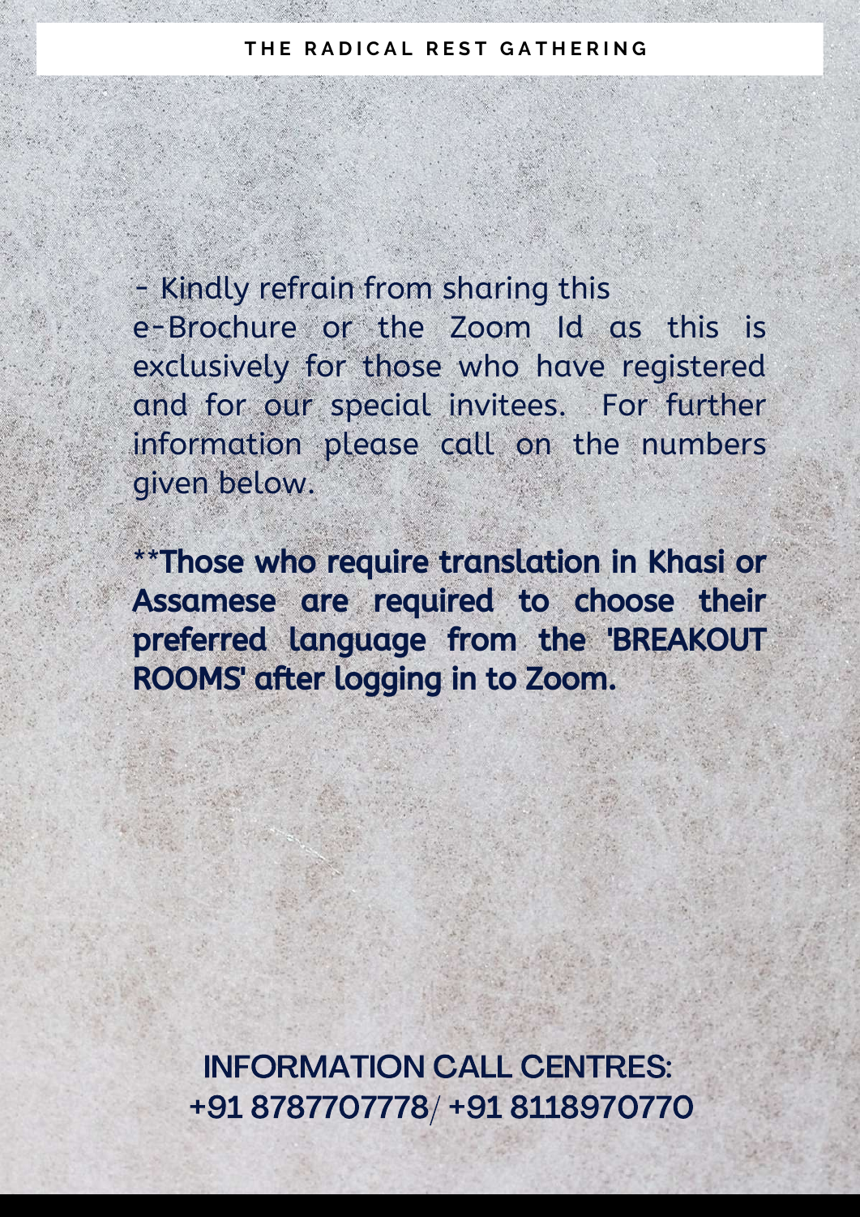- Kindly refrain from sharing this e-Brochure or the Zoom Id as this is exclusively for those who have registered and for our special invitees. For further information please call on the numbers given below.

****Those who require translation in Khasi or Assamese are required to choose their preferred language from the 'BREAKOUT ROOMS' after logging in to Zoom.**

## INFORMATION CALL CENTRES:
## +91 8787707778/ +91 8118970770